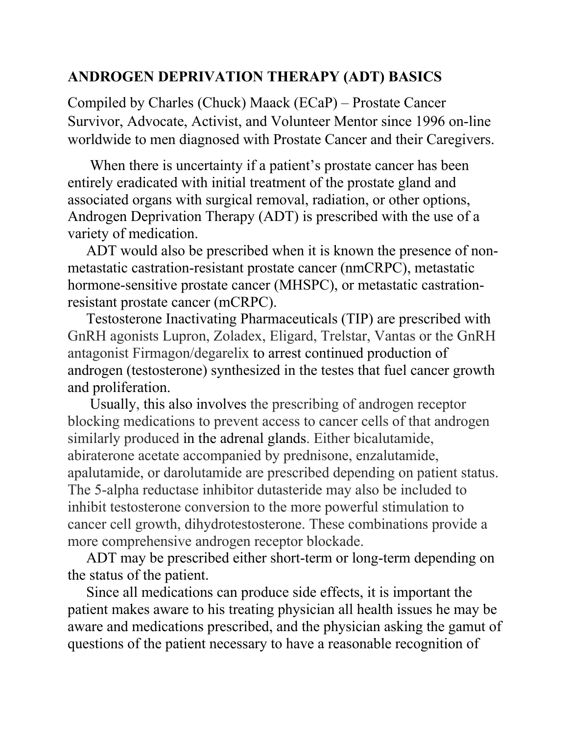## ANDROGEN DEPRIVATION THERAPY (ADT) BASICS

Compiled by Charles (Chuck) Maack (ECaP) – Prostate Cancer Survivor, Advocate, Activist, and Volunteer Mentor since 1996 on-line worldwide to men diagnosed with Prostate Cancer and their Caregivers.

When there is uncertainty if a patient's prostate cancer has been entirely eradicated with initial treatment of the prostate gland and associated organs with surgical removal, radiation, or other options, Androgen Deprivation Therapy (ADT) is prescribed with the use of a variety of medication.

ADT would also be prescribed when it is known the presence of non-metastatic castration-resistant prostate cancer (nmCRPC), metastatic hormone-sensitive prostate cancer (MHSPC), or metastatic castration-resistant prostate cancer (mCRPC).

Testosterone Inactivating Pharmaceuticals (TIP) are prescribed with GnRH agonists Lupron, Zoladex, Eligard, Trelstar, Vantas or the GnRH antagonist Firmagon/degarelix to arrest continued production of androgen (testosterone) synthesized in the testes that fuel cancer growth and proliferation.

Usually, this also involves the prescribing of androgen receptor blocking medications to prevent access to cancer cells of that androgen similarly produced in the adrenal glands. Either bicalutamide, abiraterone acetate accompanied by prednisone, enzalutamide, apalutamide, or darolutamide are prescribed depending on patient status. The 5-alpha reductase inhibitor dutasteride may also be included to inhibit testosterone conversion to the more powerful stimulation to cancer cell growth, dihydrotestosterone. These combinations provide a more comprehensive androgen receptor blockade.

ADT may be prescribed either short-term or long-term depending on the status of the patient.

Since all medications can produce side effects, it is important the patient makes aware to his treating physician all health issues he may be aware and medications prescribed, and the physician asking the gamut of questions of the patient necessary to have a reasonable recognition of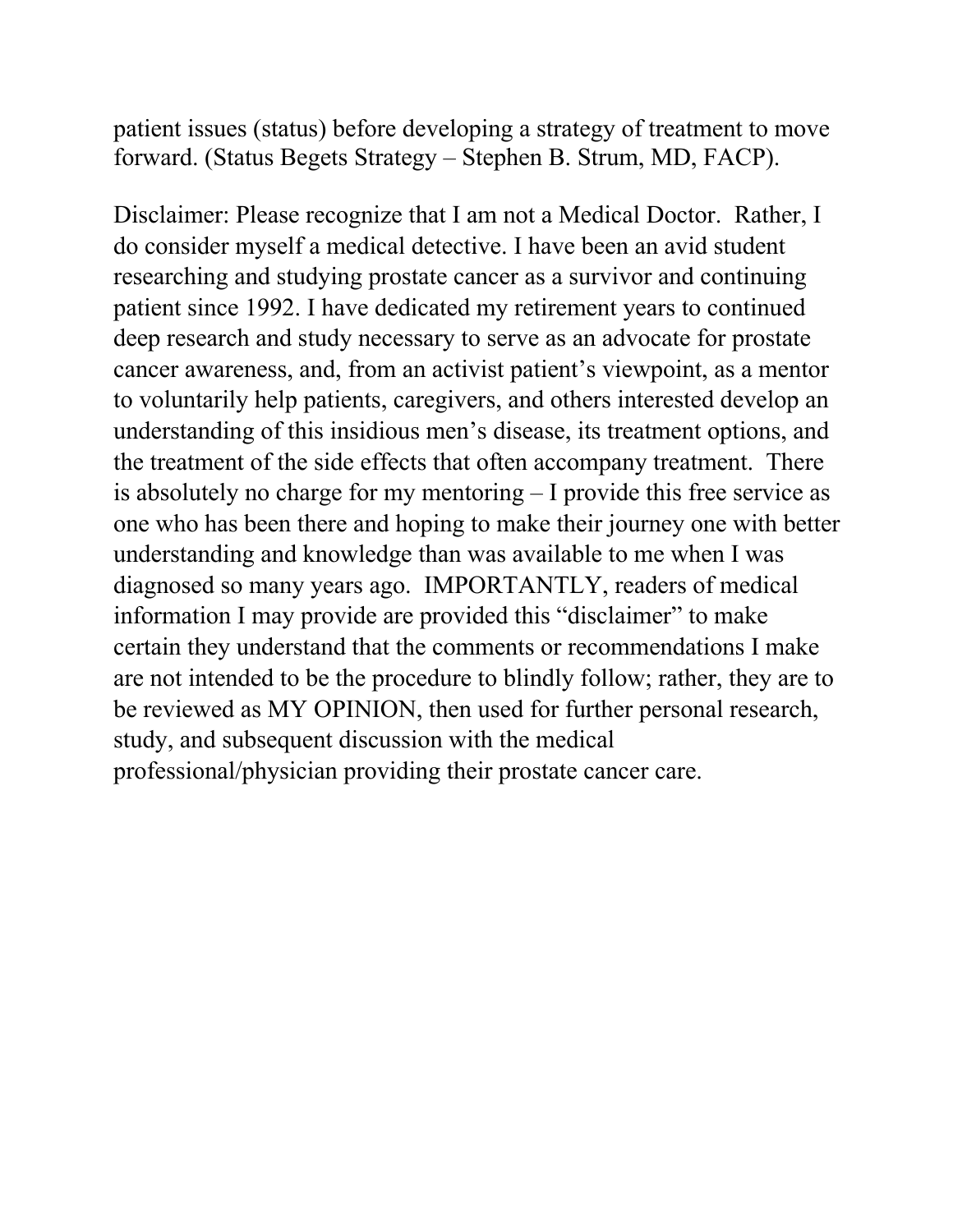patient issues (status) before developing a strategy of treatment to move forward. (Status Begets Strategy – Stephen B. Strum, MD, FACP).

Disclaimer: Please recognize that I am not a Medical Doctor. Rather, I do consider myself a medical detective. I have been an avid student researching and studying prostate cancer as a survivor and continuing patient since 1992. I have dedicated my retirement years to continued deep research and study necessary to serve as an advocate for prostate cancer awareness, and, from an activist patient's viewpoint, as a mentor to voluntarily help patients, caregivers, and others interested develop an understanding of this insidious men's disease, its treatment options, and the treatment of the side effects that often accompany treatment. There is absolutely no charge for my mentoring – I provide this free service as one who has been there and hoping to make their journey one with better understanding and knowledge than was available to me when I was diagnosed so many years ago. IMPORTANTLY, readers of medical information I may provide are provided this "disclaimer" to make certain they understand that the comments or recommendations I make are not intended to be the procedure to blindly follow; rather, they are to be reviewed as MY OPINION, then used for further personal research, study, and subsequent discussion with the medical professional/physician providing their prostate cancer care.